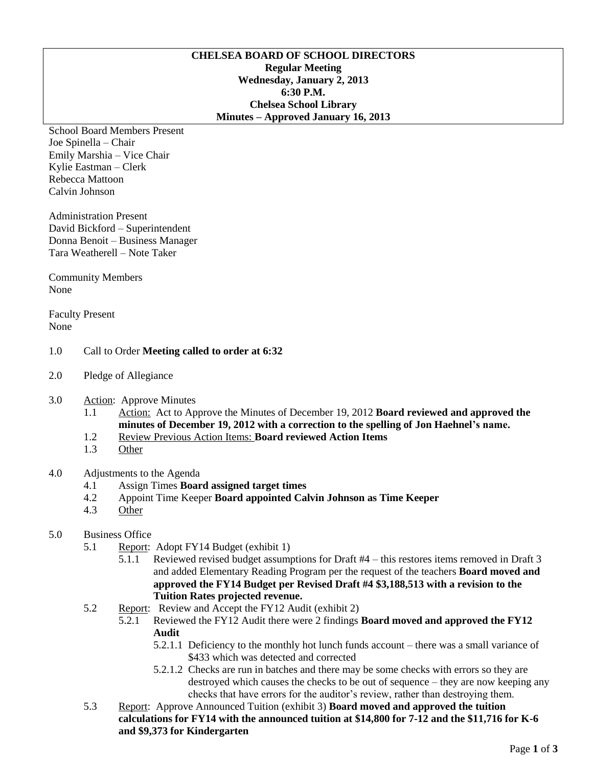**CHELSEA BOARD OF SCHOOL DIRECTORS**
**Regular Meeting**
**Wednesday, January 2, 2013**
**6:30 P.M.**
**Chelsea School Library**
**Minutes – Approved January 16, 2013**

School Board Members Present
Joe Spinella – Chair
Emily Marshia – Vice Chair
Kylie Eastman – Clerk
Rebecca Mattoon
Calvin Johnson

Administration Present
David Bickford – Superintendent
Donna Benoit – Business Manager
Tara Weatherell – Note Taker

Community Members
None

Faculty Present
None

1.0 Call to Order **Meeting called to order at 6:32**

2.0 Pledge of Allegiance

3.0 Action: Approve Minutes
- 1.1 Action: Act to Approve the Minutes of December 19, 2012 **Board reviewed and approved the minutes of December 19, 2012 with a correction to the spelling of Jon Haehnel's name.**
- 1.2 Review Previous Action Items: **Board reviewed Action Items**
- 1.3 Other

4.0 Adjustments to the Agenda
- 4.1 Assign Times **Board assigned target times**
- 4.2 Appoint Time Keeper **Board appointed Calvin Johnson as Time Keeper**
- 4.3 Other

5.0 Business Office
- 5.1 Report: Adopt FY14 Budget (exhibit 1)
  - 5.1.1 Reviewed revised budget assumptions for Draft #4 – this restores items removed in Draft 3 and added Elementary Reading Program per the request of the teachers **Board moved and approved the FY14 Budget per Revised Draft #4 $3,188,513 with a revision to the Tuition Rates projected revenue.**
- 5.2 Report: Review and Accept the FY12 Audit (exhibit 2)
  - 5.2.1 Reviewed the FY12 Audit there were 2 findings **Board moved and approved the FY12 Audit**
    - 5.2.1.1 Deficiency to the monthly hot lunch funds account – there was a small variance of $433 which was detected and corrected
    - 5.2.1.2 Checks are run in batches and there may be some checks with errors so they are destroyed which causes the checks to be out of sequence – they are now keeping any checks that have errors for the auditor's review, rather than destroying them.
- 5.3 Report: Approve Announced Tuition (exhibit 3) **Board moved and approved the tuition calculations for FY14 with the announced tuition at $14,800 for 7-12 and the $11,716 for K-6 and $9,373 for Kindergarten**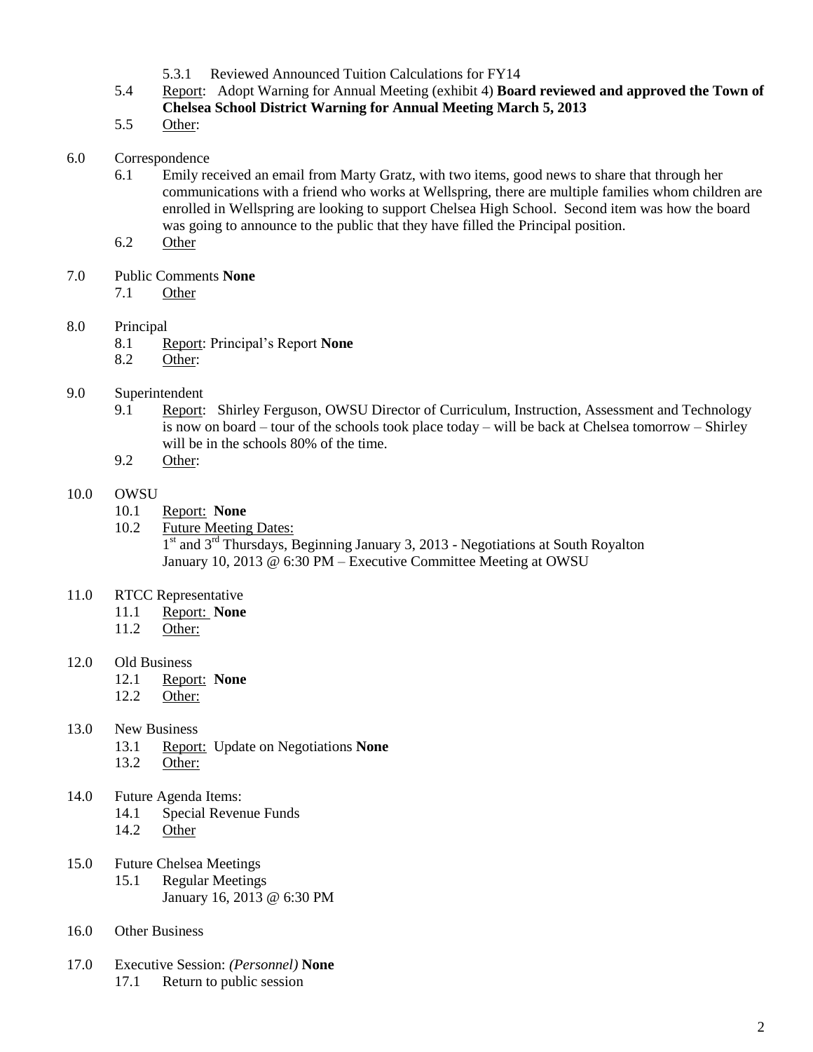- 5.3.1 Reviewed Announced Tuition Calculations for FY14
- 5.4 Report: Adopt Warning for Annual Meeting (exhibit 4) **Board reviewed and approved the Town of Chelsea School District Warning for Annual Meeting March 5, 2013**
- 5.5 Other:

6.0 Correspondence

- 6.1 Emily received an email from Marty Gratz, with two items, good news to share that through her communications with a friend who works at Wellspring, there are multiple families whom children are enrolled in Wellspring are looking to support Chelsea High School. Second item was how the board was going to announce to the public that they have filled the Principal position.
- 6.2 Other

7.0 Public Comments **None**

- 7.1 Other

8.0 Principal

- 8.1 Report: Principal's Report **None**
- 8.2 Other:

9.0 Superintendent

- 9.1 Report: Shirley Ferguson, OWSU Director of Curriculum, Instruction, Assessment and Technology is now on board – tour of the schools took place today – will be back at Chelsea tomorrow – Shirley will be in the schools 80% of the time.
- 9.2 Other:

10.0 OWSU

- 10.1 Report: **None**
- 10.2 Future Meeting Dates:
  1st and 3rd Thursdays, Beginning January 3, 2013 - Negotiations at South Royalton
  January 10, 2013 @ 6:30 PM – Executive Committee Meeting at OWSU

11.0 RTCC Representative

- 11.1 Report: **None**
- 11.2 Other:

12.0 Old Business

- 12.1 Report: **None**
- 12.2 Other:

13.0 New Business

- 13.1 Report: Update on Negotiations **None**
- 13.2 Other:

14.0 Future Agenda Items:

- 14.1 Special Revenue Funds
- 14.2 Other

15.0 Future Chelsea Meetings

- 15.1 Regular Meetings
  January 16, 2013 @ 6:30 PM

16.0 Other Business

17.0 Executive Session: *(Personnel)* **None**

- 17.1 Return to public session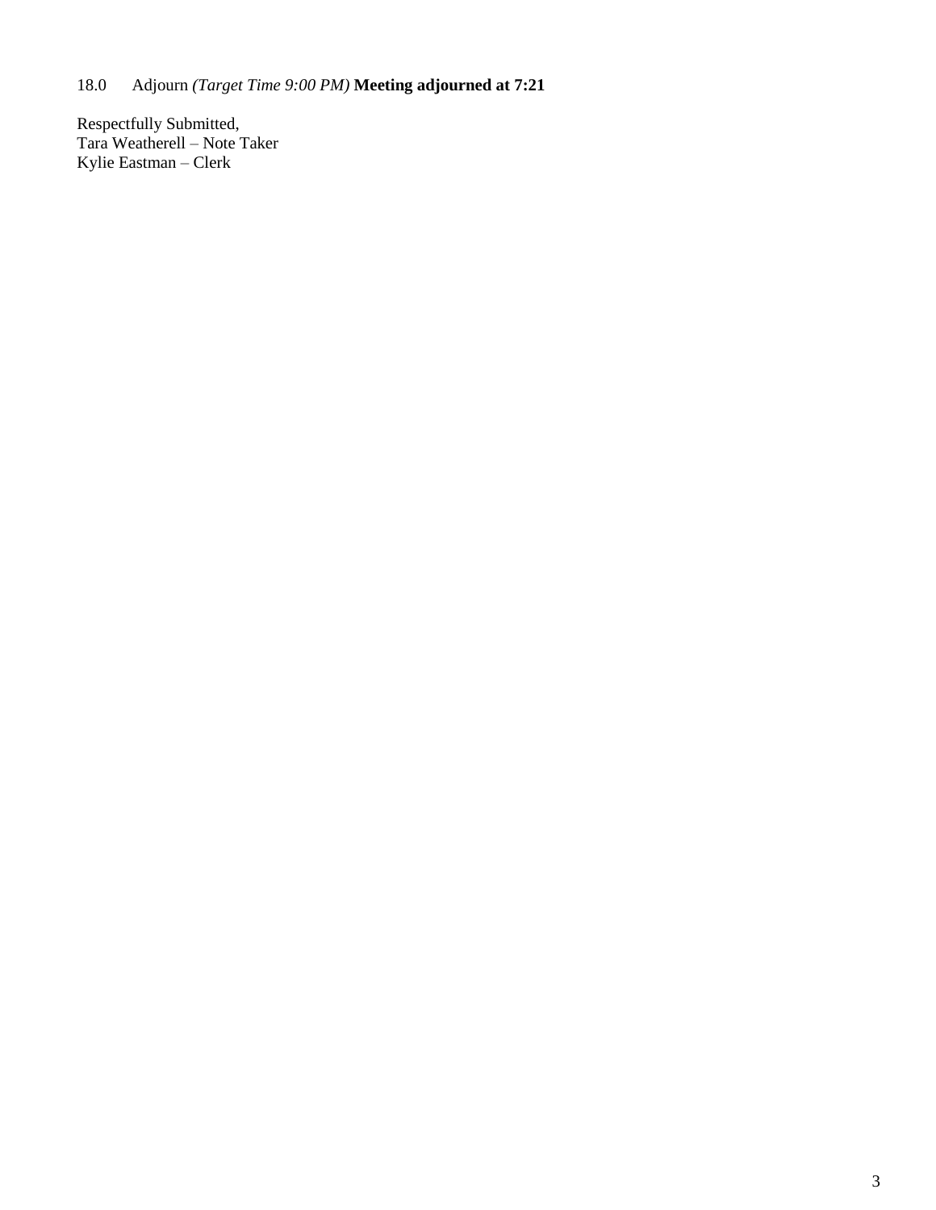18.0 Adjourn *(Target Time 9:00 PM)* **Meeting adjourned at 7:21**

Respectfully Submitted,
Tara Weatherell – Note Taker
Kylie Eastman – Clerk